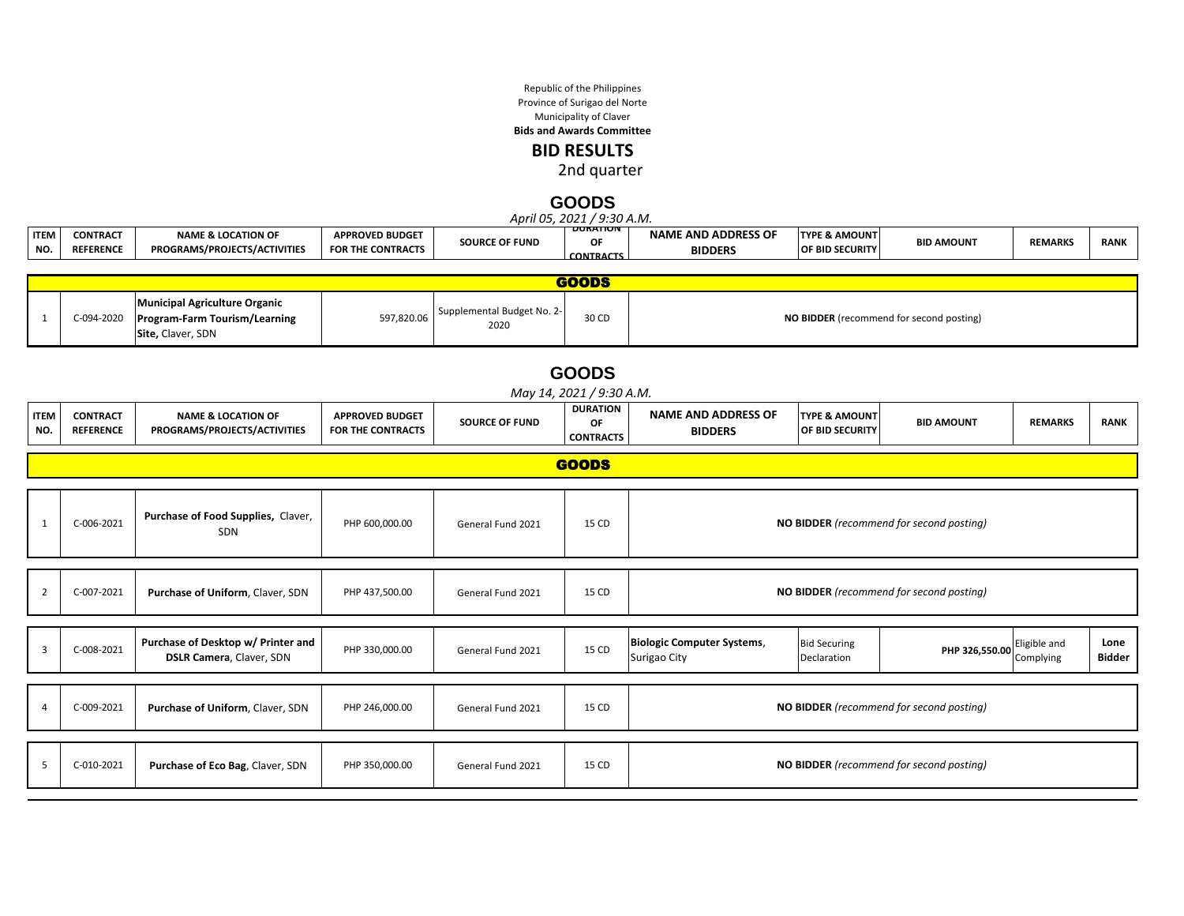Republic of the Philippines
Province of Surigao del Norte
Municipality of Claver
**Bids and Awards Committee**

# BID RESULTS

2nd quarter

## GOODS

*April 05, 2021 / 9:30 A.M.*

| ITEM NO. | CONTRACT REFERENCE | NAME & LOCATION OF PROGRAMS/PROJECTS/ACTIVITIES | APPROVED BUDGET FOR THE CONTRACTS | SOURCE OF FUND | DURATION OF CONTRACTS | NAME AND ADDRESS OF BIDDERS | TYPE & AMOUNT OF BID SECURITY | BID AMOUNT | REMARKS | RANK |
|---|---|---|---|---|---|---|---|---|---|---|
| **GOODS** | | | | | | | | | | |
| 1 | C-094-2020 | **Municipal Agriculture Organic Program-Farm Tourism/Learning Site,** Claver, SDN | 597,820.06 | Supplemental Budget No. 2-2020 | 30 CD | **NO BIDDER** (recommend for second posting) | | | | |

## GOODS

*May 14, 2021 / 9:30 A.M.*

| ITEM NO. | CONTRACT REFERENCE | NAME & LOCATION OF PROGRAMS/PROJECTS/ACTIVITIES | APPROVED BUDGET FOR THE CONTRACTS | SOURCE OF FUND | DURATION OF CONTRACTS | NAME AND ADDRESS OF BIDDERS | TYPE & AMOUNT OF BID SECURITY | BID AMOUNT | REMARKS | RANK |
|---|---|---|---|---|---|---|---|---|---|---|
| **GOODS** | | | | | | | | | | |
| 1 | C-006-2021 | **Purchase of Food Supplies,** Claver, SDN | PHP 600,000.00 | General Fund 2021 | 15 CD | **NO BIDDER** *(recommend for second posting)* | | | | |
| 2 | C-007-2021 | **Purchase of Uniform**, Claver, SDN | PHP 437,500.00 | General Fund 2021 | 15 CD | **NO BIDDER** *(recommend for second posting)* | | | | |
| 3 | C-008-2021 | **Purchase of Desktop w/ Printer and DSLR Camera**, Claver, SDN | PHP 330,000.00 | General Fund 2021 | 15 CD | **Biologic Computer Systems**, Surigao City | Bid Securing Declaration | **PHP 326,550.00** | Eligible and Complying | **Lone Bidder** |
| 4 | C-009-2021 | **Purchase of Uniform**, Claver, SDN | PHP 246,000.00 | General Fund 2021 | 15 CD | **NO BIDDER** *(recommend for second posting)* | | | | |
| 5 | C-010-2021 | **Purchase of Eco Bag**, Claver, SDN | PHP 350,000.00 | General Fund 2021 | 15 CD | **NO BIDDER** *(recommend for second posting)* | | | | |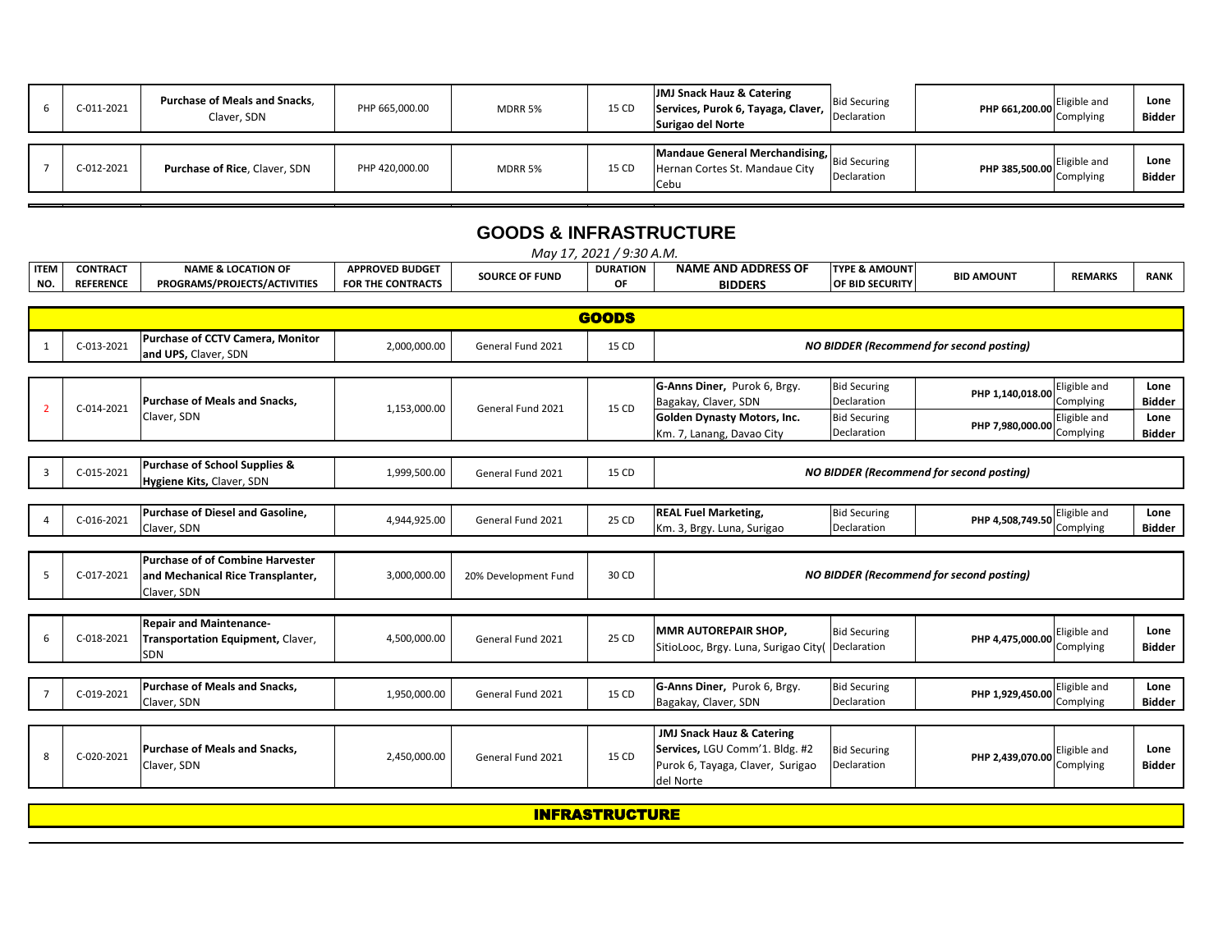| 6 | C-011-2021 | **Purchase of Meals and Snacks**, Claver, SDN | PHP 665,000.00 | MDRR 5% | 15 CD | **JMJ Snack Hauz & Catering Services, Purok 6, Tayaga, Claver, Surigao del Norte** | Bid Securing Declaration | **PHP 661,200.00** | Eligible and Complying | **Lone Bidder** |
|---|---|---|---|---|---|---|---|---|---|---|
| 7 | C-012-2021 | **Purchase of Rice**, Claver, SDN | PHP 420,000.00 | MDRR 5% | 15 CD | **Mandaue General Merchandising,** Hernan Cortes St. Mandaue City Cebu | Bid Securing Declaration | **PHP 385,500.00** | Eligible and Complying | **Lone Bidder** |

## GOODS & INFRASTRUCTURE

*May 17, 2021 / 9:30 A.M.*

| ITEM NO. | CONTRACT REFERENCE | NAME & LOCATION OF PROGRAMS/PROJECTS/ACTIVITIES | APPROVED BUDGET FOR THE CONTRACTS | SOURCE OF FUND | DURATION OF | NAME AND ADDRESS OF BIDDERS | TYPE & AMOUNT OF BID SECURITY | BID AMOUNT | REMARKS | RANK |
|---|---|---|---|---|---|---|---|---|---|---|
| **GOODS** | | | | | | | | | | |
| 1 | C-013-2021 | **Purchase of CCTV Camera, Monitor and UPS,** Claver, SDN | 2,000,000.00 | General Fund 2021 | 15 CD | ***NO BIDDER (Recommend for second posting)*** | | | | |
| 2 | C-014-2021 | **Purchase of Meals and Snacks,** Claver, SDN | 1,153,000.00 | General Fund 2021 | 15 CD | **G-Anns Diner,** Purok 6, Brgy. Bagakay, Claver, SDN | Bid Securing Declaration | **PHP 1,140,018.00** | Eligible and Complying | **Lone Bidder** |
| | | | | | | **Golden Dynasty Motors, Inc.** Km. 7, Lanang, Davao City | Bid Securing Declaration | **PHP 7,980,000.00** | Eligible and Complying | **Lone Bidder** |
| 3 | C-015-2021 | **Purchase of School Supplies & Hygiene Kits,** Claver, SDN | 1,999,500.00 | General Fund 2021 | 15 CD | ***NO BIDDER (Recommend for second posting)*** | | | | |
| 4 | C-016-2021 | **Purchase of Diesel and Gasoline,** Claver, SDN | 4,944,925.00 | General Fund 2021 | 25 CD | **REAL Fuel Marketing,** Km. 3, Brgy. Luna, Surigao | Bid Securing Declaration | **PHP 4,508,749.50** | Eligible and Complying | **Lone Bidder** |
| 5 | C-017-2021 | **Purchase of of Combine Harvester and Mechanical Rice Transplanter,** Claver, SDN | 3,000,000.00 | 20% Development Fund | 30 CD | ***NO BIDDER (Recommend for second posting)*** | | | | |
| 6 | C-018-2021 | **Repair and Maintenance-Transportation Equipment,** Claver, SDN | 4,500,000.00 | General Fund 2021 | 25 CD | **MMR AUTOREPAIR SHOP,** SitioLooc, Brgy. Luna, Surigao City( | Bid Securing Declaration | **PHP 4,475,000.00** | Eligible and Complying | **Lone Bidder** |
| 7 | C-019-2021 | **Purchase of Meals and Snacks,** Claver, SDN | 1,950,000.00 | General Fund 2021 | 15 CD | **G-Anns Diner,** Purok 6, Brgy. Bagakay, Claver, SDN | Bid Securing Declaration | **PHP 1,929,450.00** | Eligible and Complying | **Lone Bidder** |
| 8 | C-020-2021 | **Purchase of Meals and Snacks,** Claver, SDN | 2,450,000.00 | General Fund 2021 | 15 CD | **JMJ Snack Hauz & Catering Services,** LGU Comm'1. Bldg. #2 Purok 6, Tayaga, Claver, Surigao del Norte | Bid Securing Declaration | **PHP 2,439,070.00** | Eligible and Complying | **Lone Bidder** |
| **INFRASTRUCTURE** | | | | | | | | | | |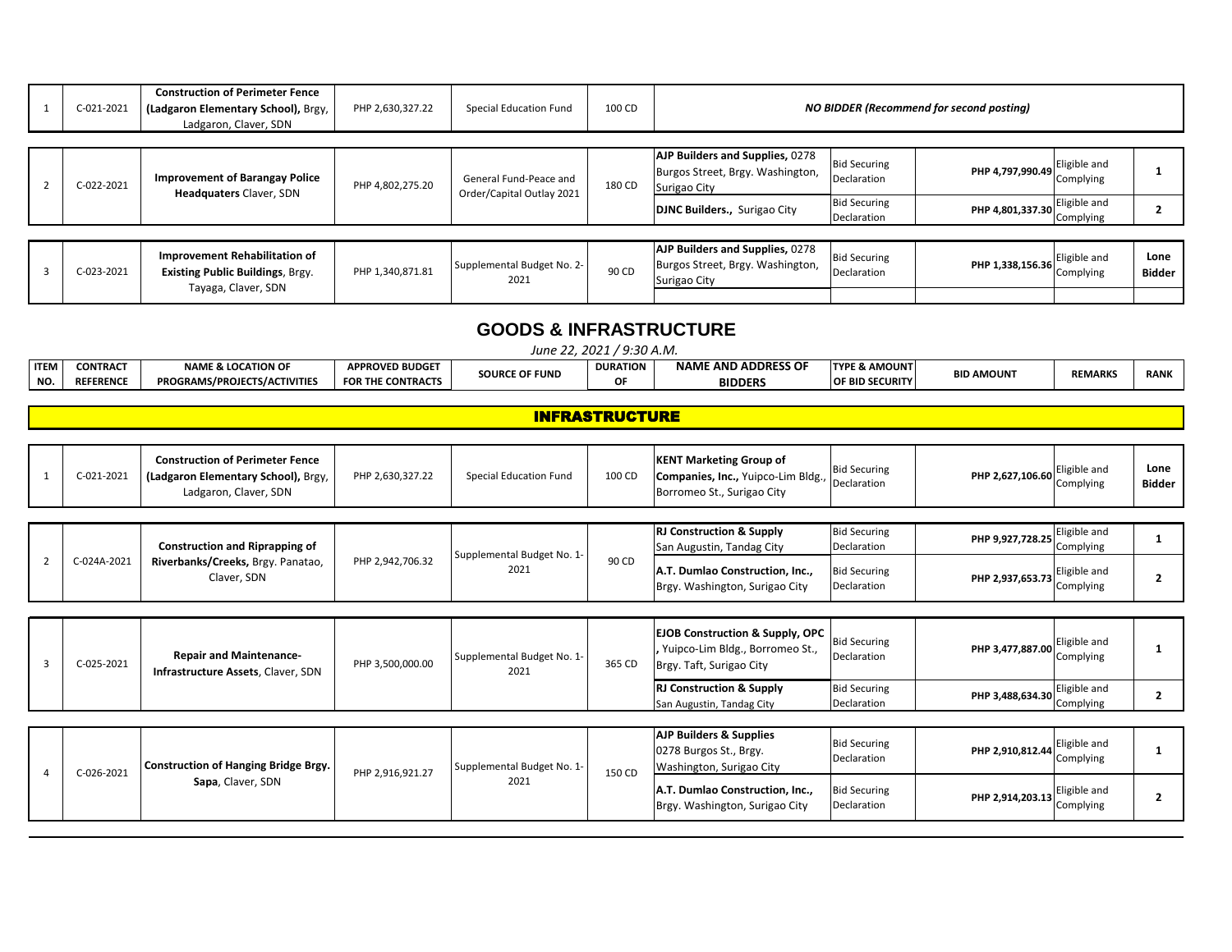| ITEM NO. | CONTRACT REFERENCE | NAME & LOCATION OF PROGRAMS/PROJECTS/ACTIVITIES | APPROVED BUDGET FOR THE CONTRACTS | SOURCE OF FUND | DURATION OF | NAME AND ADDRESS OF BIDDERS | TYPE & AMOUNT OF BID SECURITY | BID AMOUNT | REMARKS | RANK |
|---|---|---|---|---|---|---|---|---|---|---|
| 1 | C-021-2021 | **Construction of Perimeter Fence (Ladgaron Elementary School),** Brgy, Ladgaron, Claver, SDN | PHP 2,630,327.22 | Special Education Fund | 100 CD | ***NO BIDDER (Recommend for second posting)*** | | | | |
| 2 | C-022-2021 | **Improvement of Barangay Police Headquaters** Claver, SDN | PHP 4,802,275.20 | General Fund-Peace and Order/Capital Outlay 2021 | 180 CD | **AJP Builders and Supplies,** 0278 Burgos Street, Brgy. Washington, Surigao City | Bid Securing Declaration | **PHP 4,797,990.49** | Eligible and Complying | **1** |
| | | | | | | **DJNC Builders.,** Surigao City | Bid Securing Declaration | **PHP 4,801,337.30** | Eligible and Complying | **2** |
| 3 | C-023-2021 | **Improvement Rehabilitation of Existing Public Buildings**, Brgy. Tayaga, Claver, SDN | PHP 1,340,871.81 | Supplemental Budget No. 2-2021 | 90 CD | **AJP Builders and Supplies,** 0278 Burgos Street, Brgy. Washington, Surigao City | Bid Securing Declaration | **PHP 1,338,156.36** | Eligible and Complying | **Lone Bidder** |

## GOODS & INFRASTRUCTURE

*June 22, 2021 / 9:30 A.M.*

| ITEM NO. | CONTRACT REFERENCE | NAME & LOCATION OF PROGRAMS/PROJECTS/ACTIVITIES | APPROVED BUDGET FOR THE CONTRACTS | SOURCE OF FUND | DURATION OF | NAME AND ADDRESS OF BIDDERS | TYPE & AMOUNT OF BID SECURITY | BID AMOUNT | REMARKS | RANK |
|---|---|---|---|---|---|---|---|---|---|---|
| **INFRASTRUCTURE** | | | | | | | | | | |
| 1 | C-021-2021 | **Construction of Perimeter Fence (Ladgaron Elementary School),** Brgy, Ladgaron, Claver, SDN | PHP 2,630,327.22 | Special Education Fund | 100 CD | **KENT Marketing Group of Companies, Inc.,** Yuipco-Lim Bldg., Borromeo St., Surigao City | Bid Securing Declaration | **PHP 2,627,106.60** | Eligible and Complying | **Lone Bidder** |
| 2 | C-024A-2021 | **Construction and Riprapping of Riverbanks/Creeks,** Brgy. Panatao, Claver, SDN | PHP 2,942,706.32 | Supplemental Budget No. 1-2021 | 90 CD | **RJ Construction & Supply** San Augustin, Tandag City | Bid Securing Declaration | **PHP 9,927,728.25** | Eligible and Complying | **1** |
| | | | | | | **A.T. Dumlao Construction, Inc.,** Brgy. Washington, Surigao City | Bid Securing Declaration | **PHP 2,937,653.73** | Eligible and Complying | **2** |
| 3 | C-025-2021 | **Repair and Maintenance-Infrastructure Assets**, Claver, SDN | PHP 3,500,000.00 | Supplemental Budget No. 1-2021 | 365 CD | **EJOB Construction & Supply, OPC**, Yuipco-Lim Bldg., Borromeo St., Brgy. Taft, Surigao City | Bid Securing Declaration | **PHP 3,477,887.00** | Eligible and Complying | **1** |
| | | | | | | **RJ Construction & Supply** San Augustin, Tandag City | Bid Securing Declaration | **PHP 3,488,634.30** | Eligible and Complying | **2** |
| 4 | C-026-2021 | **Construction of Hanging Bridge Brgy. Sapa**, Claver, SDN | PHP 2,916,921.27 | Supplemental Budget No. 1-2021 | 150 CD | **AJP Builders & Supplies** 0278 Burgos St., Brgy. Washington, Surigao City | Bid Securing Declaration | **PHP 2,910,812.44** | Eligible and Complying | **1** |
| | | | | | | **A.T. Dumlao Construction, Inc.,** Brgy. Washington, Surigao City | Bid Securing Declaration | **PHP 2,914,203.13** | Eligible and Complying | **2** |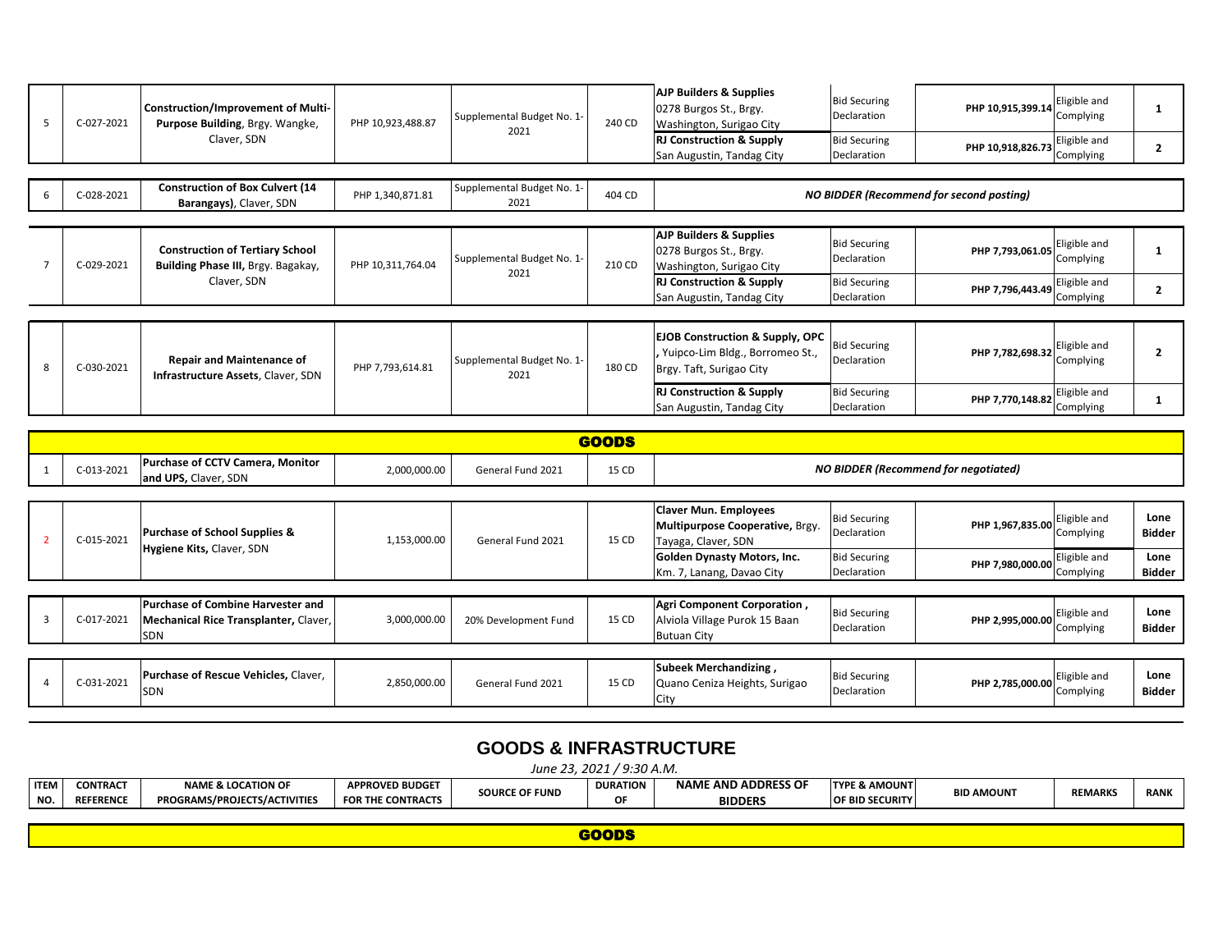| ITEM NO. | CONTRACT REFERENCE | NAME & LOCATION OF PROGRAMS/PROJECTS/ACTIVITIES | APPROVED BUDGET FOR THE CONTRACTS | SOURCE OF FUND | DURATION OF | NAME AND ADDRESS OF BIDDERS | TYPE & AMOUNT OF BID SECURITY | BID AMOUNT | REMARKS | RANK |
|---|---|---|---|---|---|---|---|---|---|---|
| 5 | C-027-2021 | **Construction/Improvement of Multi-Purpose Building**, Brgy. Wangke, Claver, SDN | PHP 10,923,488.87 | Supplemental Budget No. 1-2021 | 240 CD | **AJP Builders & Supplies** 0278 Burgos St., Brgy. Washington, Surigao City | Bid Securing Declaration | PHP 10,915,399.14 | Eligible and Complying | 1 |
| | | | | | | **RJ Construction & Supply** San Augustin, Tandag City | Bid Securing Declaration | PHP 10,918,826.73 | Eligible and Complying | 2 |
| 6 | C-028-2021 | **Construction of Box Culvert (14 Barangays)**, Claver, SDN | PHP 1,340,871.81 | Supplemental Budget No. 1-2021 | 404 CD | ***NO BIDDER (Recommend for second posting)*** | | | | |
| 7 | C-029-2021 | **Construction of Tertiary School Building Phase III,** Brgy. Bagakay, Claver, SDN | PHP 10,311,764.04 | Supplemental Budget No. 1-2021 | 210 CD | **AJP Builders & Supplies** 0278 Burgos St., Brgy. Washington, Surigao City | Bid Securing Declaration | PHP 7,793,061.05 | Eligible and Complying | 1 |
| | | | | | | **RJ Construction & Supply** San Augustin, Tandag City | Bid Securing Declaration | PHP 7,796,443.49 | Eligible and Complying | 2 |
| 8 | C-030-2021 | **Repair and Maintenance of Infrastructure Assets**, Claver, SDN | PHP 7,793,614.81 | Supplemental Budget No. 1-2021 | 180 CD | **EJOB Construction & Supply, OPC**, Yuipco-Lim Bldg., Borromeo St., Brgy. Taft, Surigao City | Bid Securing Declaration | PHP 7,782,698.32 | Eligible and Complying | 2 |
| | | | | | | **RJ Construction & Supply** San Augustin, Tandag City | Bid Securing Declaration | PHP 7,770,148.82 | Eligible and Complying | 1 |
| **GOODS** | | | | | | | | | | |
| 1 | C-013-2021 | **Purchase of CCTV Camera, Monitor and UPS,** Claver, SDN | 2,000,000.00 | General Fund 2021 | 15 CD | ***NO BIDDER (Recommend for negotiated)*** | | | | |
| 2 | C-015-2021 | **Purchase of School Supplies & Hygiene Kits,** Claver, SDN | 1,153,000.00 | General Fund 2021 | 15 CD | **Claver Mun. Employees Multipurpose Cooperative,** Brgy. Tayaga, Claver, SDN | Bid Securing Declaration | PHP 1,967,835.00 | Eligible and Complying | Lone Bidder |
| | | | | | | **Golden Dynasty Motors, Inc.** Km. 7, Lanang, Davao City | Bid Securing Declaration | PHP 7,980,000.00 | Eligible and Complying | Lone Bidder |
| 3 | C-017-2021 | **Purchase of Combine Harvester and Mechanical Rice Transplanter,** Claver, SDN | 3,000,000.00 | 20% Development Fund | 15 CD | **Agri Component Corporation ,** Alviola Village Purok 15 Baan Butuan City | Bid Securing Declaration | PHP 2,995,000.00 | Eligible and Complying | Lone Bidder |
| 4 | C-031-2021 | **Purchase of Rescue Vehicles,** Claver, SDN | 2,850,000.00 | General Fund 2021 | 15 CD | **Subeek Merchandizing ,** Quano Ceniza Heights, Surigao City | Bid Securing Declaration | PHP 2,785,000.00 | Eligible and Complying | Lone Bidder |

## GOODS & INFRASTRUCTURE

*June 23, 2021 / 9:30 A.M.*

| ITEM NO. | CONTRACT REFERENCE | NAME & LOCATION OF PROGRAMS/PROJECTS/ACTIVITIES | APPROVED BUDGET FOR THE CONTRACTS | SOURCE OF FUND | DURATION OF | NAME AND ADDRESS OF BIDDERS | TYPE & AMOUNT OF BID SECURITY | BID AMOUNT | REMARKS | RANK |
|---|---|---|---|---|---|---|---|---|---|---|
| **GOODS** | | | | | | | | | | |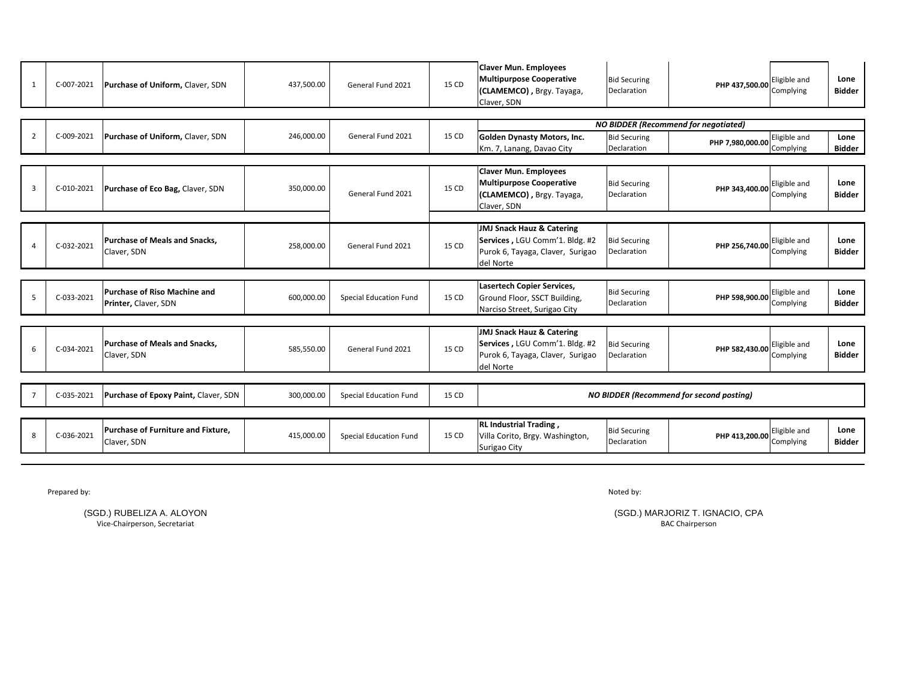| | | | | | | | | | | |
|---|---|---|---|---|---|---|---|---|---|---|
| 1 | C-007-2021 | **Purchase of Uniform,** Claver, SDN | 437,500.00 | General Fund 2021 | 15 CD | **Claver Mun. Employees Multipurpose Cooperative (CLAMEMCO) ,** Brgy. Tayaga, Claver, SDN | Bid Securing Declaration | **PHP 437,500.00** | Eligible and Complying | **Lone Bidder** |
| 2 | C-009-2021 | **Purchase of Uniform,** Claver, SDN | 246,000.00 | General Fund 2021 | 15 CD | ***NO BIDDER (Recommend for negotiated)*** **Golden Dynasty Motors, Inc.** Km. 7, Lanang, Davao City | Bid Securing Declaration | **PHP 7,980,000.00** | Eligible and Complying | **Lone Bidder** |
| 3 | C-010-2021 | **Purchase of Eco Bag,** Claver, SDN | 350,000.00 | General Fund 2021 | 15 CD | **Claver Mun. Employees Multipurpose Cooperative (CLAMEMCO) ,** Brgy. Tayaga, Claver, SDN | Bid Securing Declaration | **PHP 343,400.00** | Eligible and Complying | **Lone Bidder** |
| 4 | C-032-2021 | **Purchase of Meals and Snacks,** Claver, SDN | 258,000.00 | General Fund 2021 | 15 CD | **JMJ Snack Hauz & Catering Services ,** LGU Comm'1. Bldg. #2 Purok 6, Tayaga, Claver, Surigao del Norte | Bid Securing Declaration | **PHP 256,740.00** | Eligible and Complying | **Lone Bidder** |
| 5 | C-033-2021 | **Purchase of Riso Machine and Printer,** Claver, SDN | 600,000.00 | Special Education Fund | 15 CD | **Lasertech Copier Services,** Ground Floor, SSCT Building, Narciso Street, Surigao City | Bid Securing Declaration | **PHP 598,900.00** | Eligible and Complying | **Lone Bidder** |
| 6 | C-034-2021 | **Purchase of Meals and Snacks,** Claver, SDN | 585,550.00 | General Fund 2021 | 15 CD | **JMJ Snack Hauz & Catering Services ,** LGU Comm'1. Bldg. #2 Purok 6, Tayaga, Claver, Surigao del Norte | Bid Securing Declaration | **PHP 582,430.00** | Eligible and Complying | **Lone Bidder** |
| 7 | C-035-2021 | **Purchase of Epoxy Paint,** Claver, SDN | 300,000.00 | Special Education Fund | 15 CD | ***NO BIDDER (Recommend for second posting)*** | | | | |
| 8 | C-036-2021 | **Purchase of Furniture and Fixture,** Claver, SDN | 415,000.00 | Special Education Fund | 15 CD | **RL Industrial Trading ,** Villa Corito, Brgy. Washington, Surigao City | Bid Securing Declaration | **PHP 413,200.00** | Eligible and Complying | **Lone Bidder** |

Prepared by:

(SGD.) RUBELIZA A. ALOYON
Vice-Chairperson, Secretariat

Noted by:

(SGD.) MARJORIZ T. IGNACIO, CPA
BAC Chairperson